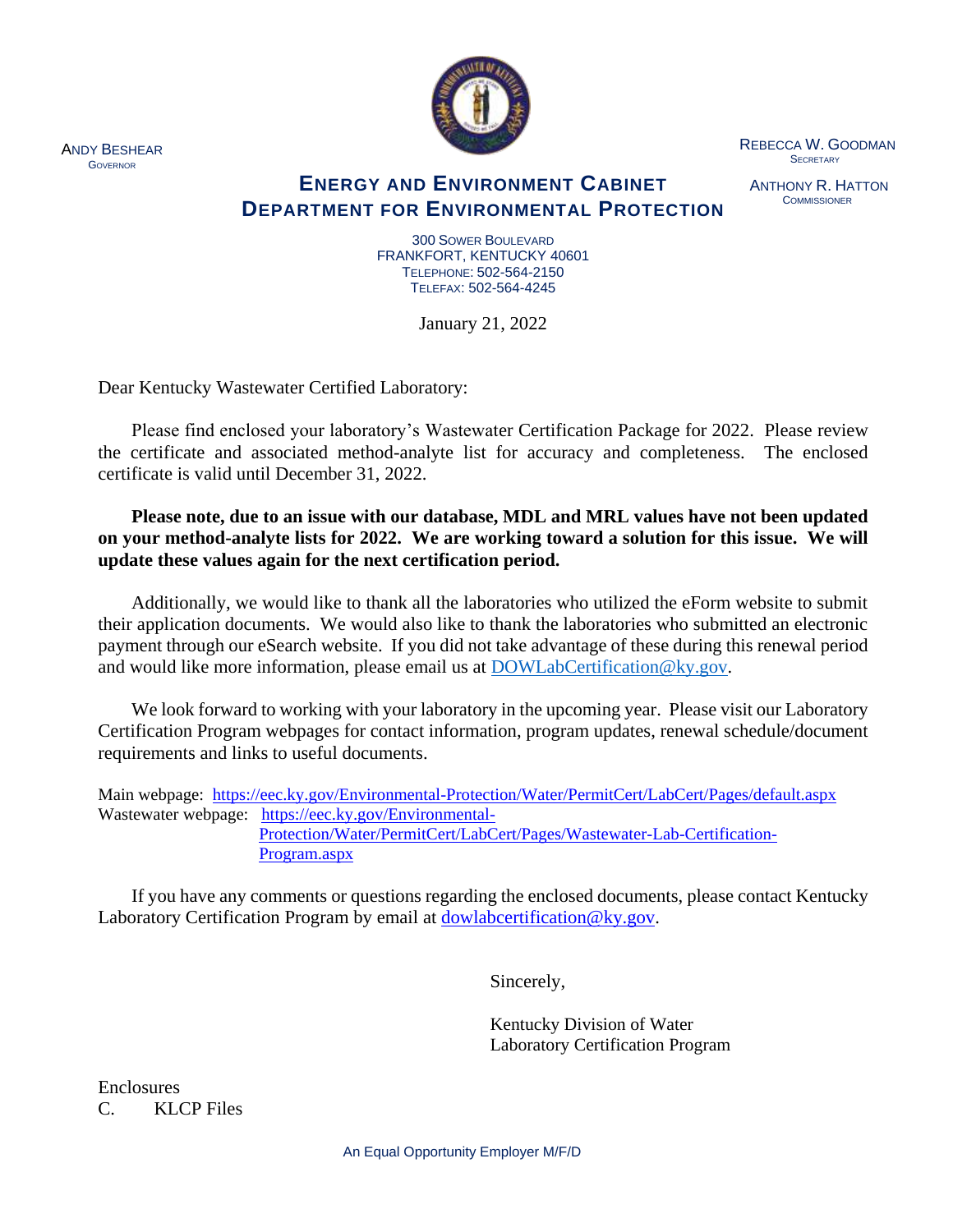ANDY BESHEAR
GOVERNOR

REBECCA W. GOODMAN
SECRETARY

ANTHONY R. HATTON
COMMISSIONER

# ENERGY AND ENVIRONMENT CABINET
# DEPARTMENT FOR ENVIRONMENTAL PROTECTION

300 SOWER BOULEVARD
FRANKFORT, KENTUCKY 40601
TELEPHONE: 502-564-2150
TELEFAX: 502-564-4245

January 21, 2022

Dear Kentucky Wastewater Certified Laboratory:

Please find enclosed your laboratory's Wastewater Certification Package for 2022. Please review the certificate and associated method-analyte list for accuracy and completeness. The enclosed certificate is valid until December 31, 2022.

**Please note, due to an issue with our database, MDL and MRL values have not been updated on your method-analyte lists for 2022. We are working toward a solution for this issue. We will update these values again for the next certification period.**

Additionally, we would like to thank all the laboratories who utilized the eForm website to submit their application documents. We would also like to thank the laboratories who submitted an electronic payment through our eSearch website. If you did not take advantage of these during this renewal period and would like more information, please email us at DOWLabCertification@ky.gov.

We look forward to working with your laboratory in the upcoming year. Please visit our Laboratory Certification Program webpages for contact information, program updates, renewal schedule/document requirements and links to useful documents.

Main webpage: https://eec.ky.gov/Environmental-Protection/Water/PermitCert/LabCert/Pages/default.aspx
Wastewater webpage: https://eec.ky.gov/Environmental-Protection/Water/PermitCert/LabCert/Pages/Wastewater-Lab-Certification-Program.aspx

If you have any comments or questions regarding the enclosed documents, please contact Kentucky Laboratory Certification Program by email at dowlabcertification@ky.gov.

Sincerely,

Kentucky Division of Water
Laboratory Certification Program

Enclosures
C. KLCP Files

An Equal Opportunity Employer M/F/D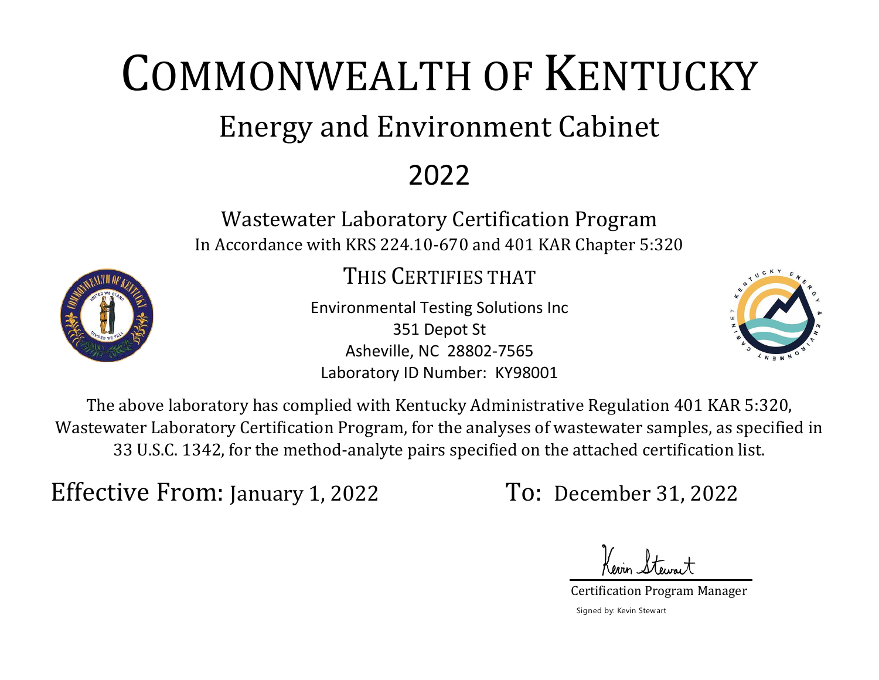# COMMONWEALTH OF KENTUCKY

## Energy and Environment Cabinet

## 2022

### Wastewater Laboratory Certification Program

In Accordance with KRS 224.10-670 and 401 KAR Chapter 5:320

### THIS CERTIFIES THAT

Environmental Testing Solutions Inc
351 Depot St
Asheville, NC 28802-7565
Laboratory ID Number: KY98001

The above laboratory has complied with Kentucky Administrative Regulation 401 KAR 5:320, Wastewater Laboratory Certification Program, for the analyses of wastewater samples, as specified in 33 U.S.C. 1342, for the method-analyte pairs specified on the attached certification list.

Effective From: January 1, 2022 To: December 31, 2022

Kevin Stewart

Certification Program Manager

Signed by: Kevin Stewart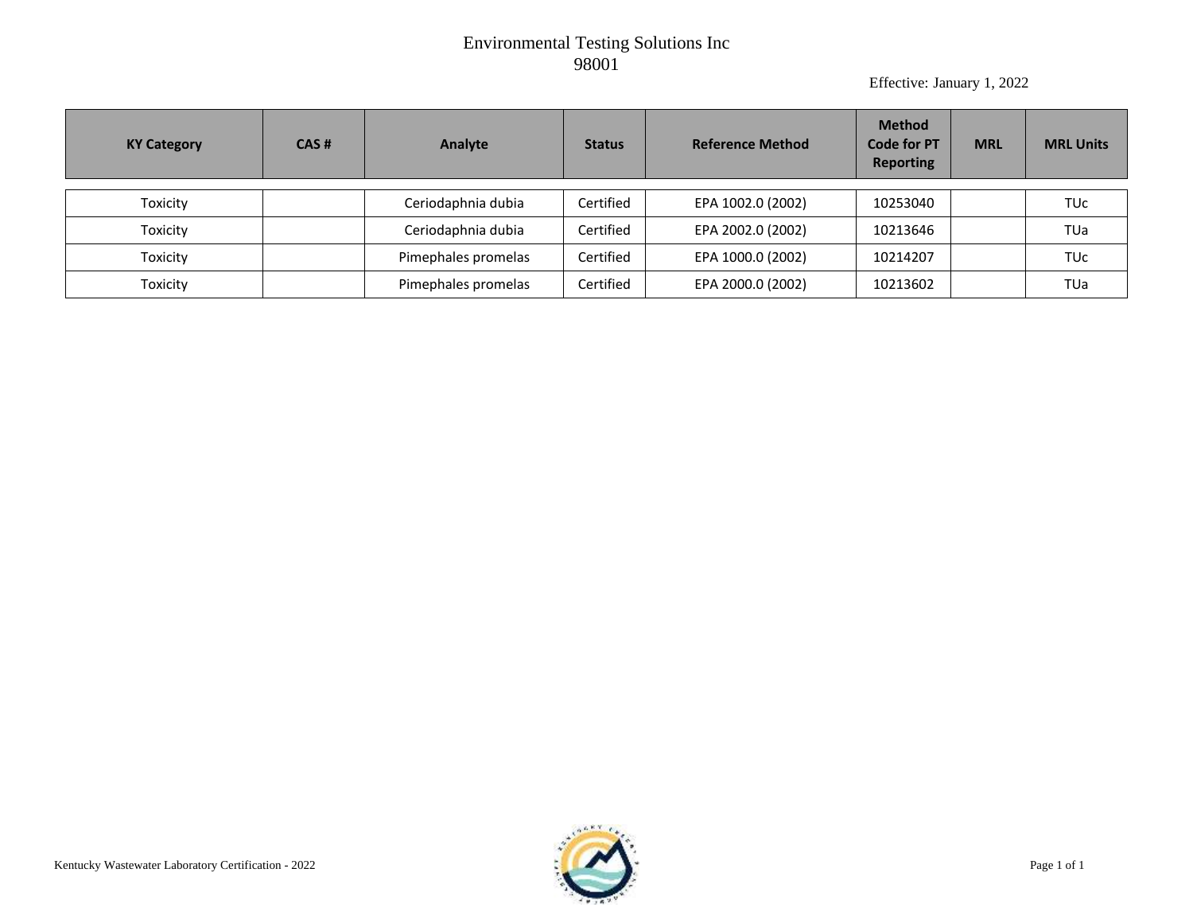Environmental Testing Solutions Inc
98001

Effective: January 1, 2022

| KY Category | CAS # | Analyte | Status | Reference Method | Method Code for PT Reporting | MRL | MRL Units |
|---|---|---|---|---|---|---|---|
| Toxicity | | Ceriodaphnia dubia | Certified | EPA 1002.0 (2002) | 10253040 | | TUc |
| Toxicity | | Ceriodaphnia dubia | Certified | EPA 2002.0 (2002) | 10213646 | | TUa |
| Toxicity | | Pimephales promelas | Certified | EPA 1000.0 (2002) | 10214207 | | TUc |
| Toxicity | | Pimephales promelas | Certified | EPA 2000.0 (2002) | 10213602 | | TUa |